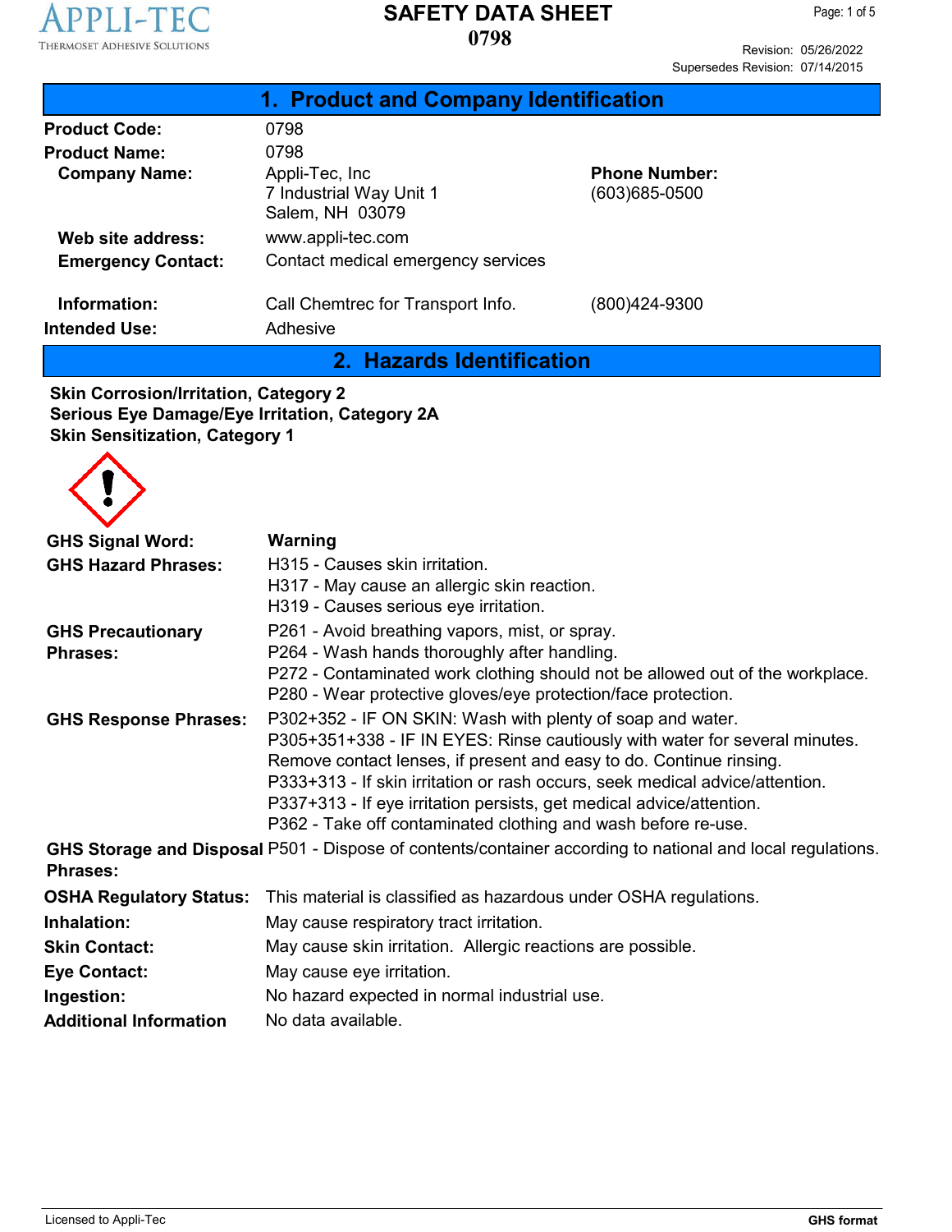APPLI-TEC
THERMOSET ADHESIVE SOLUTIONS

# SAFETY DATA SHEET
# 0798

Revision: 05/26/2022
Supersedes Revision: 07/14/2015

## 1. Product and Company Identification

**Product Code:** 0798

**Product Name:** 0798

**Company Name:** Appli-Tec, Inc
7 Industrial Way Unit 1
Salem, NH 03079

**Phone Number:** (603)685-0500

**Web site address:** www.appli-tec.com

**Emergency Contact:** Contact medical emergency services

**Information:** Call Chemtrec for Transport Info. (800)424-9300

**Intended Use:** Adhesive

## 2. Hazards Identification

**Skin Corrosion/Irritation, Category 2**
**Serious Eye Damage/Eye Irritation, Category 2A**
**Skin Sensitization, Category 1**

**GHS Signal Word:** **Warning**

**GHS Hazard Phrases:**
H315 - Causes skin irritation.
H317 - May cause an allergic skin reaction.
H319 - Causes serious eye irritation.

**GHS Precautionary Phrases:**
P261 - Avoid breathing vapors, mist, or spray.
P264 - Wash hands thoroughly after handling.
P272 - Contaminated work clothing should not be allowed out of the workplace.
P280 - Wear protective gloves/eye protection/face protection.

**GHS Response Phrases:**
P302+352 - IF ON SKIN: Wash with plenty of soap and water.
P305+351+338 - IF IN EYES: Rinse cautiously with water for several minutes. Remove contact lenses, if present and easy to do. Continue rinsing.
P333+313 - If skin irritation or rash occurs, seek medical advice/attention.
P337+313 - If eye irritation persists, get medical advice/attention.
P362 - Take off contaminated clothing and wash before re-use.

**GHS Storage and Disposal Phrases:** P501 - Dispose of contents/container according to national and local regulations.

**OSHA Regulatory Status:** This material is classified as hazardous under OSHA regulations.

**Inhalation:** May cause respiratory tract irritation.

**Skin Contact:** May cause skin irritation. Allergic reactions are possible.

**Eye Contact:** May cause eye irritation.

**Ingestion:** No hazard expected in normal industrial use.

**Additional Information** No data available.

Licensed to Appli-Tec — GHS format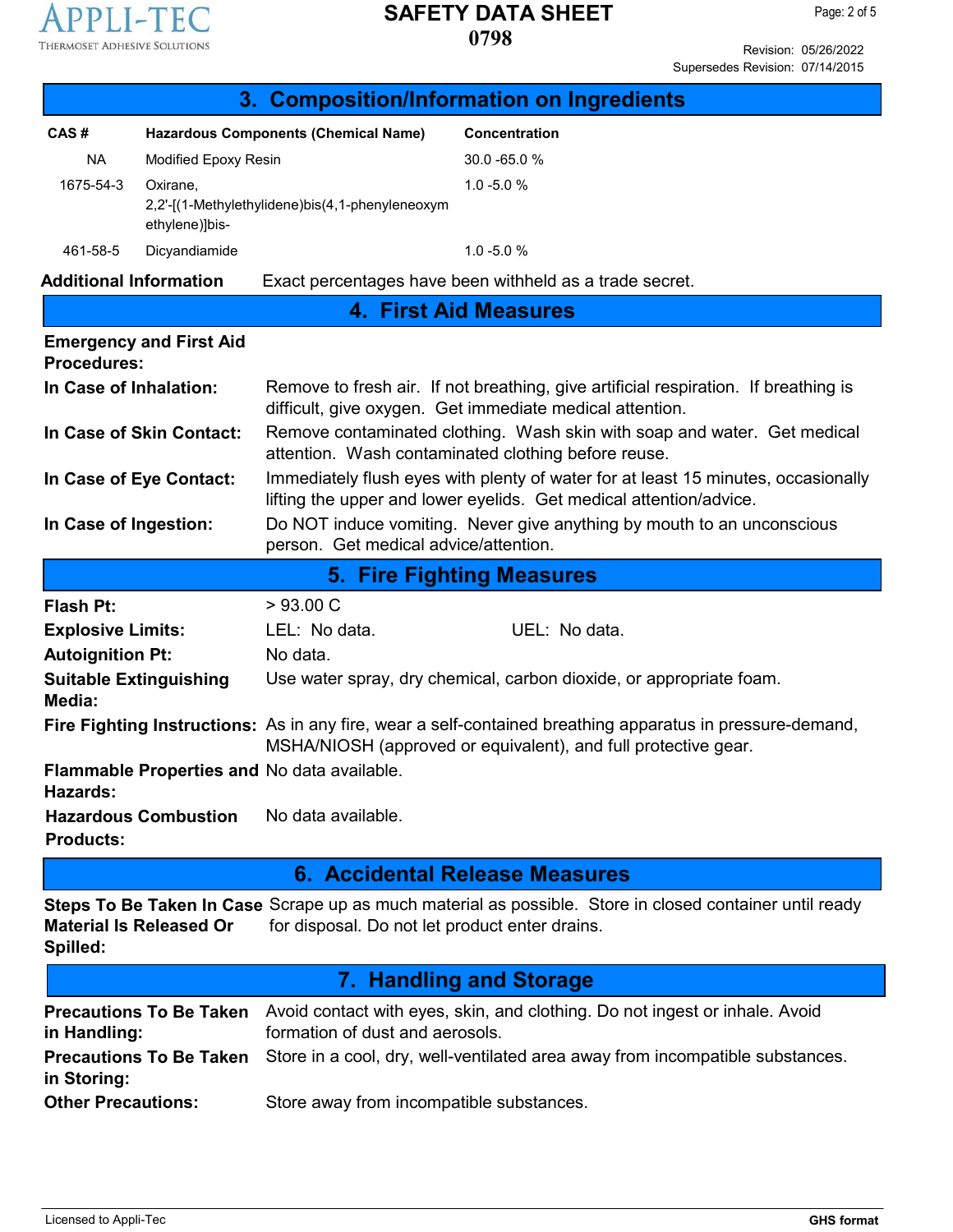## 3. Composition/Information on Ingredients

| CAS # | Hazardous Components (Chemical Name) | Concentration |
|---|---|---|
| NA | Modified Epoxy Resin | 30.0 -65.0 % |
| 1675-54-3 | Oxirane, 2,2'-[(1-Methylethylidene)bis(4,1-phenyleneoxymethylene)]bis- | 1.0 -5.0 % |
| 461-58-5 | Dicyandiamide | 1.0 -5.0 % |

**Additional Information** Exact percentages have been withheld as a trade secret.

## 4. First Aid Measures

**Emergency and First Aid Procedures:**

**In Case of Inhalation:** Remove to fresh air. If not breathing, give artificial respiration. If breathing is difficult, give oxygen. Get immediate medical attention.

**In Case of Skin Contact:** Remove contaminated clothing. Wash skin with soap and water. Get medical attention. Wash contaminated clothing before reuse.

**In Case of Eye Contact:** Immediately flush eyes with plenty of water for at least 15 minutes, occasionally lifting the upper and lower eyelids. Get medical attention/advice.

**In Case of Ingestion:** Do NOT induce vomiting. Never give anything by mouth to an unconscious person. Get medical advice/attention.

## 5. Fire Fighting Measures

**Flash Pt:** > 93.00 C

**Explosive Limits:** LEL: No data. UEL: No data.

**Autoignition Pt:** No data.

**Suitable Extinguishing Media:** Use water spray, dry chemical, carbon dioxide, or appropriate foam.

**Fire Fighting Instructions:** As in any fire, wear a self-contained breathing apparatus in pressure-demand, MSHA/NIOSH (approved or equivalent), and full protective gear.

**Flammable Properties and Hazards:** No data available.

**Hazardous Combustion Products:** No data available.

## 6. Accidental Release Measures

**Steps To Be Taken In Case Material Is Released Or Spilled:** Scrape up as much material as possible. Store in closed container until ready for disposal. Do not let product enter drains.

## 7. Handling and Storage

**Precautions To Be Taken in Handling:** Avoid contact with eyes, skin, and clothing. Do not ingest or inhale. Avoid formation of dust and aerosols.

**Precautions To Be Taken in Storing:** Store in a cool, dry, well-ventilated area away from incompatible substances.

**Other Precautions:** Store away from incompatible substances.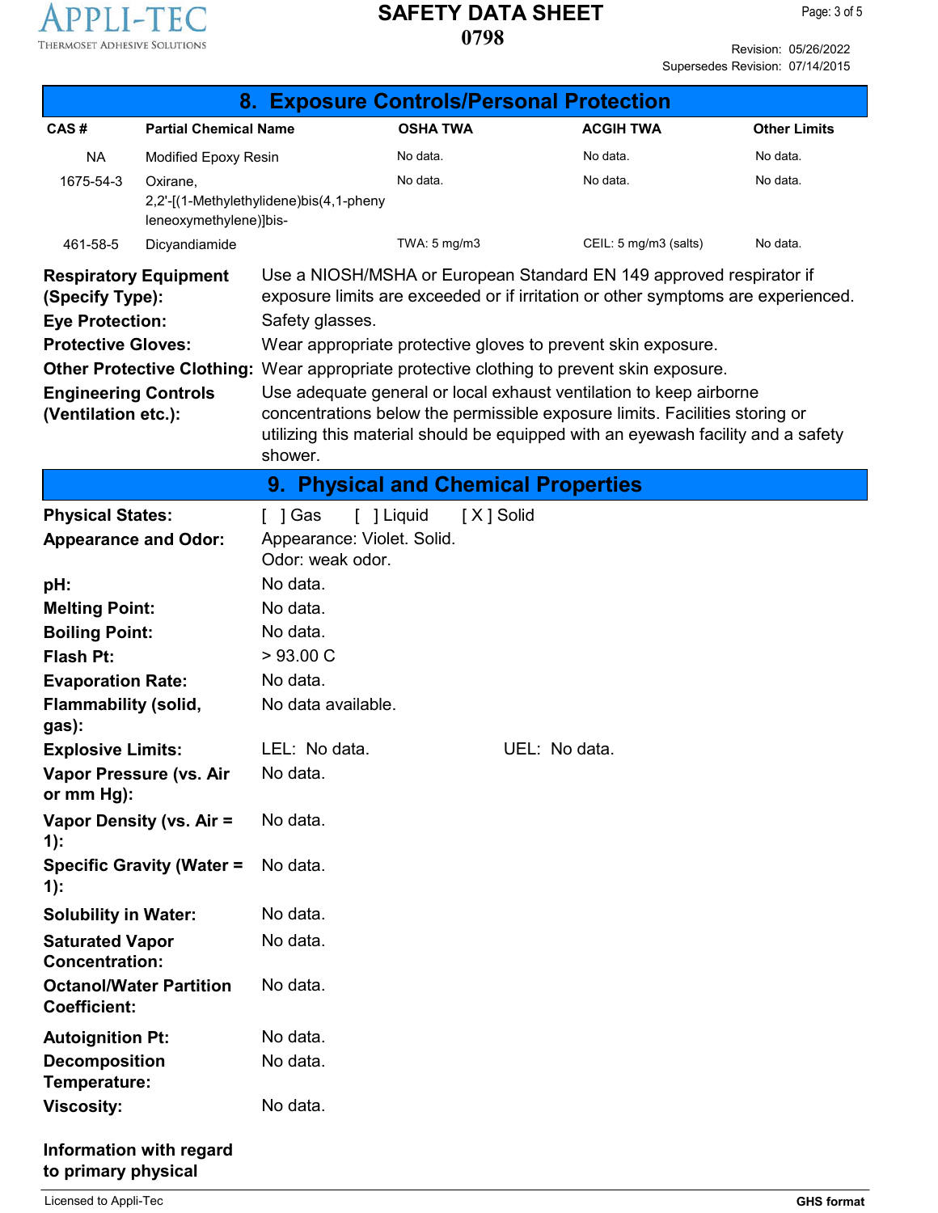## 8. Exposure Controls/Personal Protection

| CAS # | Partial Chemical Name | OSHA TWA | ACGIH TWA | Other Limits |
|---|---|---|---|---|
| NA | Modified Epoxy Resin | No data. | No data. | No data. |
| 1675-54-3 | Oxirane, 2,2'-[(1-Methylethylidene)bis(4,1-phenyleneoxymethylene)]bis- | No data. | No data. | No data. |
| 461-58-5 | Dicyandiamide | TWA: 5 mg/m3 | CEIL: 5 mg/m3 (salts) | No data. |

**Respiratory Equipment (Specify Type):** Use a NIOSH/MSHA or European Standard EN 149 approved respirator if exposure limits are exceeded or if irritation or other symptoms are experienced.

**Eye Protection:** Safety glasses.

**Protective Gloves:** Wear appropriate protective gloves to prevent skin exposure.

**Other Protective Clothing:** Wear appropriate protective clothing to prevent skin exposure.

**Engineering Controls (Ventilation etc.):** Use adequate general or local exhaust ventilation to keep airborne concentrations below the permissible exposure limits. Facilities storing or utilizing this material should be equipped with an eyewash facility and a safety shower.

## 9. Physical and Chemical Properties

**Physical States:** [ ] Gas [ ] Liquid [ X ] Solid

**Appearance and Odor:** Appearance: Violet. Solid.
Odor: weak odor.

**pH:** No data.

**Melting Point:** No data.

**Boiling Point:** No data.

**Flash Pt:** > 93.00 C

**Evaporation Rate:** No data.

**Flammability (solid, gas):** No data available.

**Explosive Limits:** LEL: No data. UEL: No data.

**Vapor Pressure (vs. Air or mm Hg):** No data.

**Vapor Density (vs. Air = 1):** No data.

**Specific Gravity (Water = 1):** No data.

**Solubility in Water:** No data.

**Saturated Vapor Concentration:** No data.

**Octanol/Water Partition Coefficient:** No data.

**Autoignition Pt:** No data.

**Decomposition Temperature:** No data.

**Viscosity:** No data.

**Information with regard to primary physical**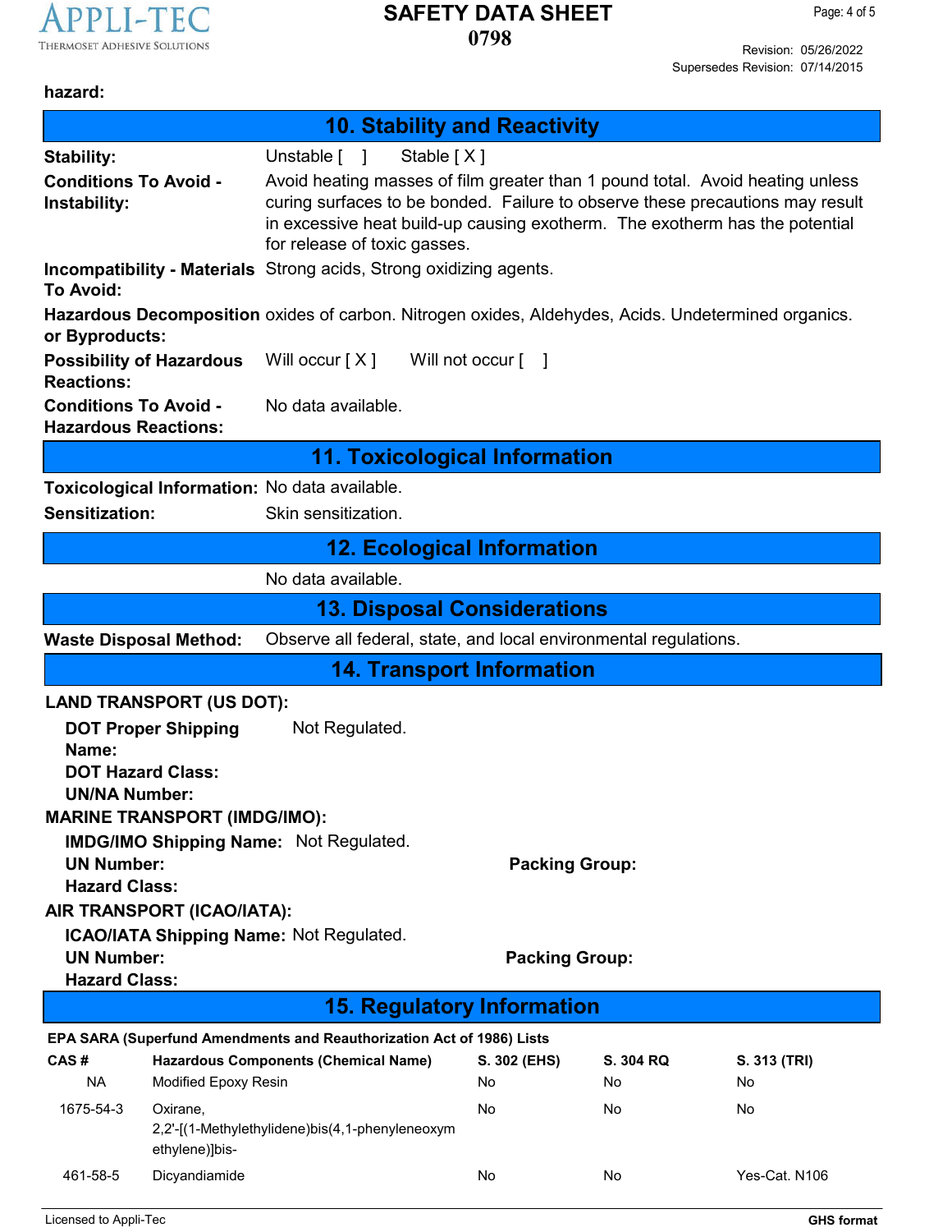hazard:

## 10. Stability and Reactivity

**Stability:** Unstable [ ] Stable [ X ]

**Conditions To Avoid - Instability:** Avoid heating masses of film greater than 1 pound total. Avoid heating unless curing surfaces to be bonded. Failure to observe these precautions may result in excessive heat build-up causing exotherm. The exotherm has the potential for release of toxic gasses.

**Incompatibility - Materials To Avoid:** Strong acids, Strong oxidizing agents.

**Hazardous Decomposition or Byproducts:** oxides of carbon. Nitrogen oxides, Aldehydes, Acids. Undetermined organics.

**Possibility of Hazardous Reactions:** Will occur [ X ] Will not occur [ ]

**Conditions To Avoid - Hazardous Reactions:** No data available.

## 11. Toxicological Information

**Toxicological Information:** No data available.

**Sensitization:** Skin sensitization.

## 12. Ecological Information

No data available.

## 13. Disposal Considerations

**Waste Disposal Method:** Observe all federal, state, and local environmental regulations.

## 14. Transport Information

**LAND TRANSPORT (US DOT):**

**DOT Proper Shipping Name:** Not Regulated.

**DOT Hazard Class:**

**UN/NA Number:**

**MARINE TRANSPORT (IMDG/IMO):**

**IMDG/IMO Shipping Name:** Not Regulated.

**UN Number:** **Packing Group:**

**Hazard Class:**

**AIR TRANSPORT (ICAO/IATA):**

**ICAO/IATA Shipping Name:** Not Regulated.

**UN Number:** **Packing Group:**

**Hazard Class:**

## 15. Regulatory Information

**EPA SARA (Superfund Amendments and Reauthorization Act of 1986) Lists**

| CAS # | Hazardous Components (Chemical Name) | S. 302 (EHS) | S. 304 RQ | S. 313 (TRI) |
|---|---|---|---|---|
| NA | Modified Epoxy Resin | No | No | No |
| 1675-54-3 | Oxirane, 2,2'-[(1-Methylethylidene)bis(4,1-phenyleneoxymethylene)]bis- | No | No | No |
| 461-58-5 | Dicyandiamide | No | No | Yes-Cat. N106 |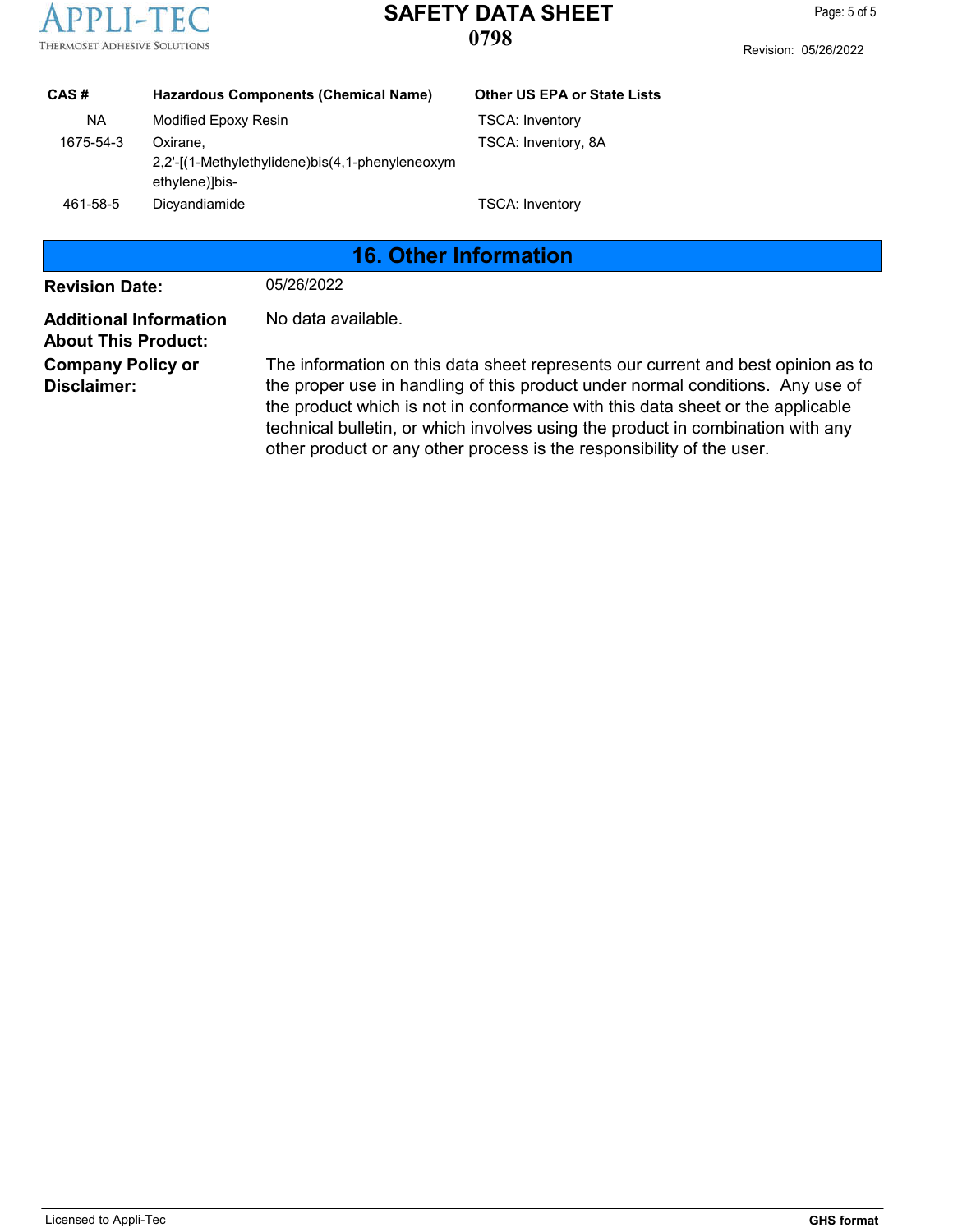| CAS # | Hazardous Components (Chemical Name) | Other US EPA or State Lists |
|---|---|---|
| NA | Modified Epoxy Resin | TSCA: Inventory |
| 1675-54-3 | Oxirane, 2,2'-[(1-Methylethylidene)bis(4,1-phenyleneoxymethylene)]bis- | TSCA: Inventory, 8A |
| 461-58-5 | Dicyandiamide | TSCA: Inventory |

## 16. Other Information

**Revision Date:** 05/26/2022

**Additional Information About This Product:** No data available.

**Company Policy or Disclaimer:** The information on this data sheet represents our current and best opinion as to the proper use in handling of this product under normal conditions. Any use of the product which is not in conformance with this data sheet or the applicable technical bulletin, or which involves using the product in combination with any other product or any other process is the responsibility of the user.